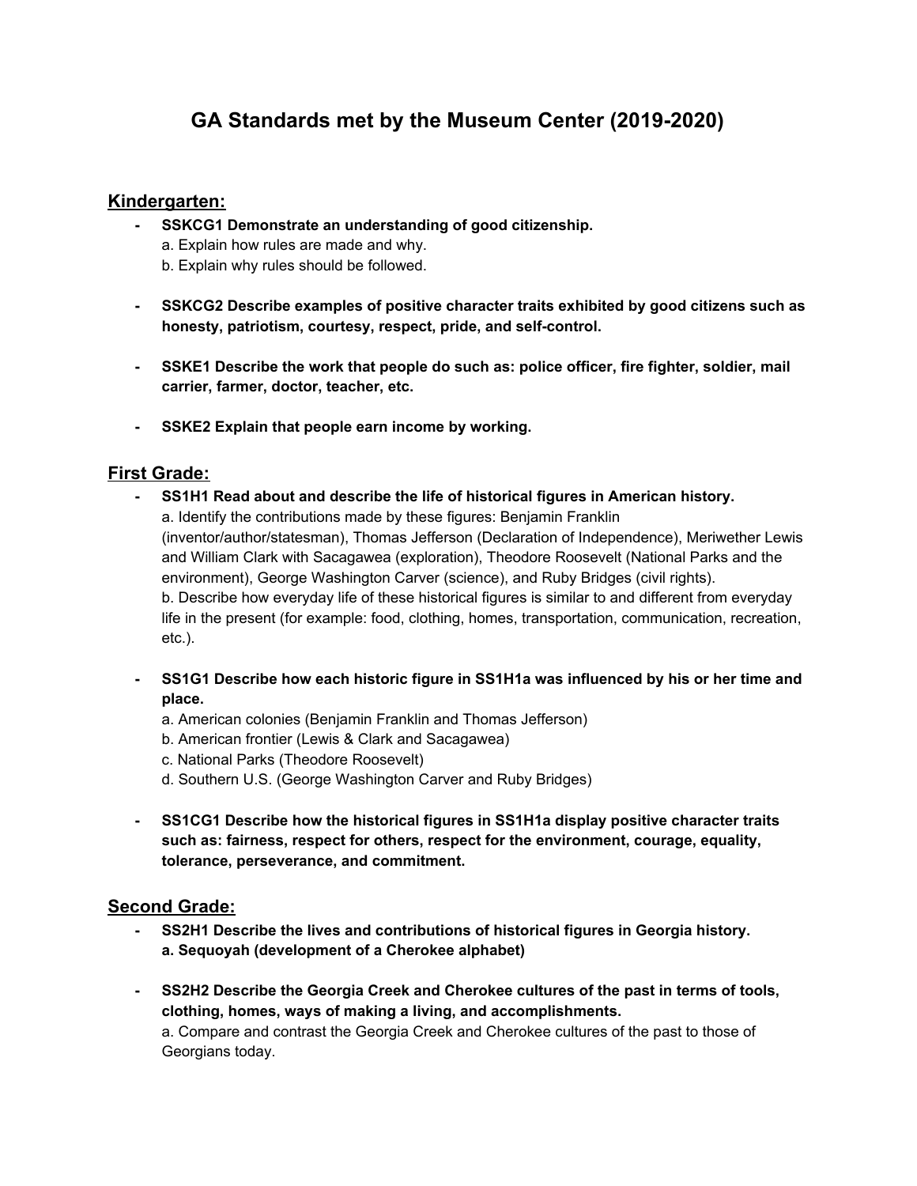# GA Standards met by the Museum Center (2019-2020)

## Kindergarten:

- **SSKCG1 Demonstrate an understanding of good citizenship.**
  a. Explain how rules are made and why.
  b. Explain why rules should be followed.

- **SSKCG2 Describe examples of positive character traits exhibited by good citizens such as honesty, patriotism, courtesy, respect, pride, and self-control.**

- **SSKE1 Describe the work that people do such as: police officer, fire fighter, soldier, mail carrier, farmer, doctor, teacher, etc.**

- **SSKE2 Explain that people earn income by working.**

## First Grade:

- **SS1H1 Read about and describe the life of historical figures in American history.**
  a. Identify the contributions made by these figures: Benjamin Franklin (inventor/author/statesman), Thomas Jefferson (Declaration of Independence), Meriwether Lewis and William Clark with Sacagawea (exploration), Theodore Roosevelt (National Parks and the environment), George Washington Carver (science), and Ruby Bridges (civil rights).
  b. Describe how everyday life of these historical figures is similar to and different from everyday life in the present (for example: food, clothing, homes, transportation, communication, recreation, etc.).

- **SS1G1 Describe how each historic figure in SS1H1a was influenced by his or her time and place.**
  a. American colonies (Benjamin Franklin and Thomas Jefferson)
  b. American frontier (Lewis & Clark and Sacagawea)
  c. National Parks (Theodore Roosevelt)
  d. Southern U.S. (George Washington Carver and Ruby Bridges)

- **SS1CG1 Describe how the historical figures in SS1H1a display positive character traits such as: fairness, respect for others, respect for the environment, courage, equality, tolerance, perseverance, and commitment.**

## Second Grade:

- **SS2H1 Describe the lives and contributions of historical figures in Georgia history.**
  **a. Sequoyah (development of a Cherokee alphabet)**

- **SS2H2 Describe the Georgia Creek and Cherokee cultures of the past in terms of tools, clothing, homes, ways of making a living, and accomplishments.**
  a. Compare and contrast the Georgia Creek and Cherokee cultures of the past to those of Georgians today.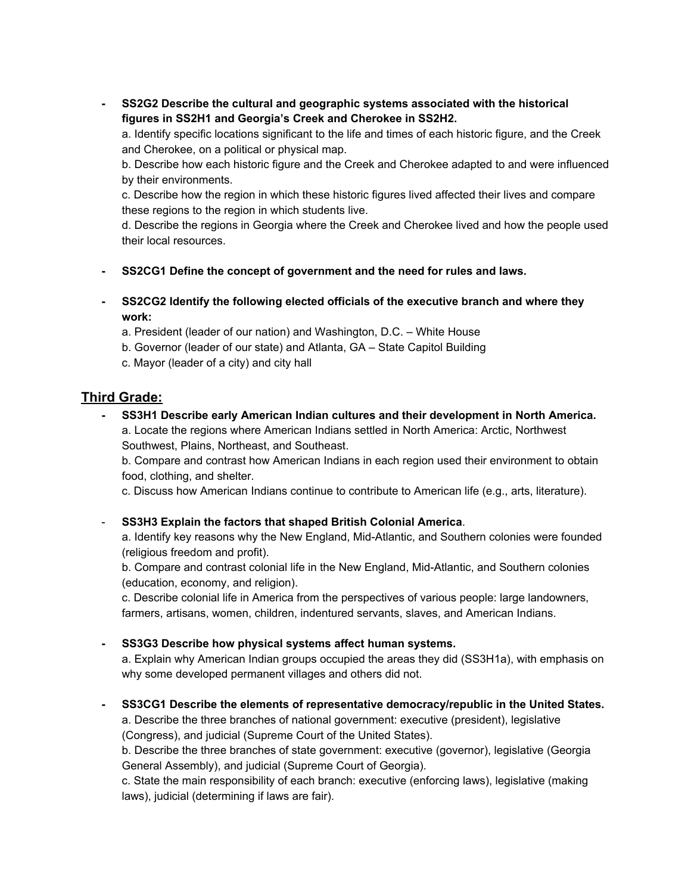- **SS2G2 Describe the cultural and geographic systems associated with the historical figures in SS2H1 and Georgia's Creek and Cherokee in SS2H2.**
  a. Identify specific locations significant to the life and times of each historic figure, and the Creek and Cherokee, on a political or physical map.
  b. Describe how each historic figure and the Creek and Cherokee adapted to and were influenced by their environments.
  c. Describe how the region in which these historic figures lived affected their lives and compare these regions to the region in which students live.
  d. Describe the regions in Georgia where the Creek and Cherokee lived and how the people used their local resources.

- **SS2CG1 Define the concept of government and the need for rules and laws.**

- **SS2CG2 Identify the following elected officials of the executive branch and where they work:**
  a. President (leader of our nation) and Washington, D.C. – White House
  b. Governor (leader of our state) and Atlanta, GA – State Capitol Building
  c. Mayor (leader of a city) and city hall

## Third Grade:

- **SS3H1 Describe early American Indian cultures and their development in North America.**
  a. Locate the regions where American Indians settled in North America: Arctic, Northwest Southwest, Plains, Northeast, and Southeast.
  b. Compare and contrast how American Indians in each region used their environment to obtain food, clothing, and shelter.
  c. Discuss how American Indians continue to contribute to American life (e.g., arts, literature).

- **SS3H3 Explain the factors that shaped British Colonial America**.
  a. Identify key reasons why the New England, Mid-Atlantic, and Southern colonies were founded (religious freedom and profit).
  b. Compare and contrast colonial life in the New England, Mid-Atlantic, and Southern colonies (education, economy, and religion).
  c. Describe colonial life in America from the perspectives of various people: large landowners, farmers, artisans, women, children, indentured servants, slaves, and American Indians.

- **SS3G3 Describe how physical systems affect human systems.**
  a. Explain why American Indian groups occupied the areas they did (SS3H1a), with emphasis on why some developed permanent villages and others did not.

- **SS3CG1 Describe the elements of representative democracy/republic in the United States.**
  a. Describe the three branches of national government: executive (president), legislative (Congress), and judicial (Supreme Court of the United States).
  b. Describe the three branches of state government: executive (governor), legislative (Georgia General Assembly), and judicial (Supreme Court of Georgia).
  c. State the main responsibility of each branch: executive (enforcing laws), legislative (making laws), judicial (determining if laws are fair).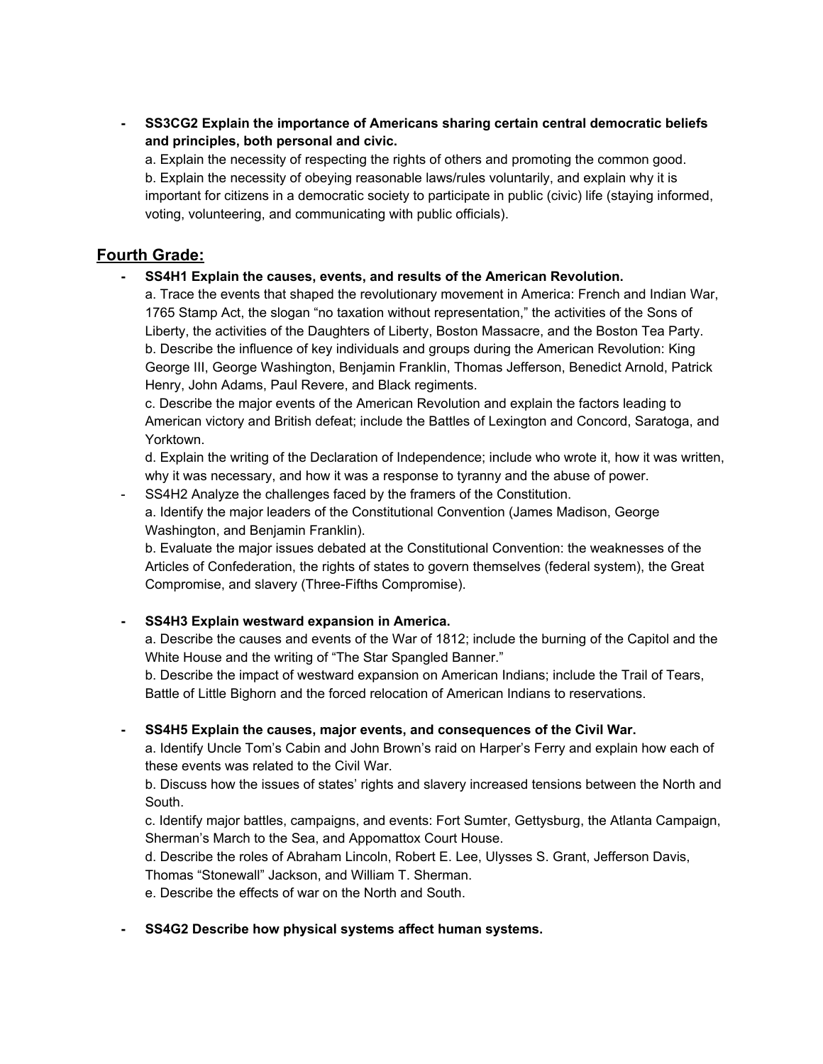- **SS3CG2 Explain the importance of Americans sharing certain central democratic beliefs and principles, both personal and civic.**
  a. Explain the necessity of respecting the rights of others and promoting the common good.
  b. Explain the necessity of obeying reasonable laws/rules voluntarily, and explain why it is important for citizens in a democratic society to participate in public (civic) life (staying informed, voting, volunteering, and communicating with public officials).

## Fourth Grade:

- **SS4H1 Explain the causes, events, and results of the American Revolution.**
  a. Trace the events that shaped the revolutionary movement in America: French and Indian War, 1765 Stamp Act, the slogan "no taxation without representation," the activities of the Sons of Liberty, the activities of the Daughters of Liberty, Boston Massacre, and the Boston Tea Party.
  b. Describe the influence of key individuals and groups during the American Revolution: King George III, George Washington, Benjamin Franklin, Thomas Jefferson, Benedict Arnold, Patrick Henry, John Adams, Paul Revere, and Black regiments.
  c. Describe the major events of the American Revolution and explain the factors leading to American victory and British defeat; include the Battles of Lexington and Concord, Saratoga, and Yorktown.
  d. Explain the writing of the Declaration of Independence; include who wrote it, how it was written, why it was necessary, and how it was a response to tyranny and the abuse of power.
- SS4H2 Analyze the challenges faced by the framers of the Constitution.
  a. Identify the major leaders of the Constitutional Convention (James Madison, George Washington, and Benjamin Franklin).
  b. Evaluate the major issues debated at the Constitutional Convention: the weaknesses of the Articles of Confederation, the rights of states to govern themselves (federal system), the Great Compromise, and slavery (Three-Fifths Compromise).

- **SS4H3 Explain westward expansion in America.**
  a. Describe the causes and events of the War of 1812; include the burning of the Capitol and the White House and the writing of "The Star Spangled Banner."
  b. Describe the impact of westward expansion on American Indians; include the Trail of Tears, Battle of Little Bighorn and the forced relocation of American Indians to reservations.

- **SS4H5 Explain the causes, major events, and consequences of the Civil War.**
  a. Identify Uncle Tom's Cabin and John Brown's raid on Harper's Ferry and explain how each of these events was related to the Civil War.
  b. Discuss how the issues of states' rights and slavery increased tensions between the North and South.
  c. Identify major battles, campaigns, and events: Fort Sumter, Gettysburg, the Atlanta Campaign, Sherman's March to the Sea, and Appomattox Court House.
  d. Describe the roles of Abraham Lincoln, Robert E. Lee, Ulysses S. Grant, Jefferson Davis, Thomas "Stonewall" Jackson, and William T. Sherman.
  e. Describe the effects of war on the North and South.

- **SS4G2 Describe how physical systems affect human systems.**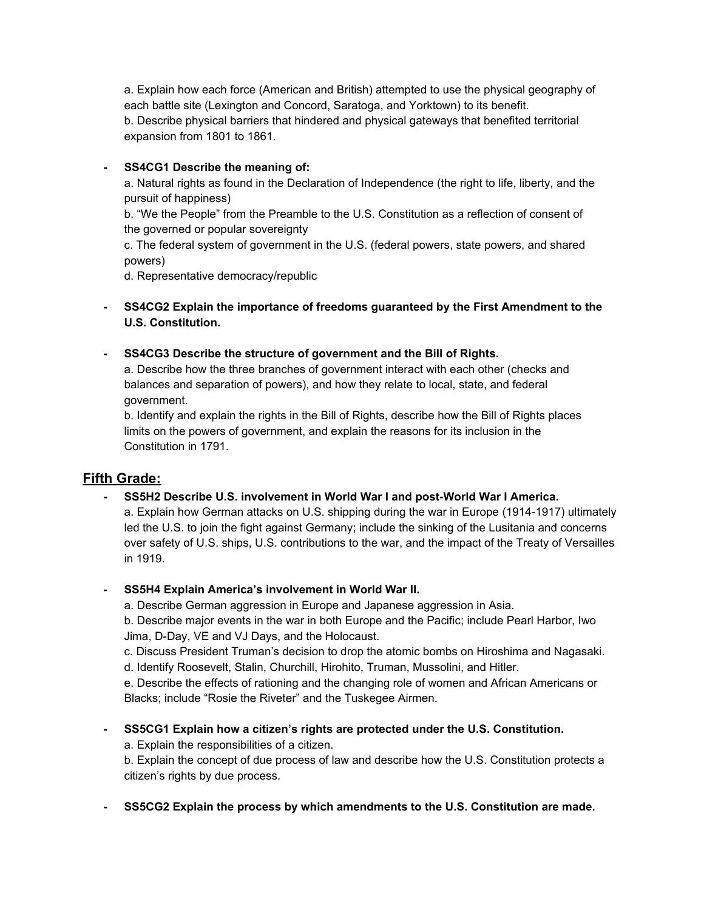a. Explain how each force (American and British) attempted to use the physical geography of each battle site (Lexington and Concord, Saratoga, and Yorktown) to its benefit.
b. Describe physical barriers that hindered and physical gateways that benefited territorial expansion from 1801 to 1861.

- **SS4CG1 Describe the meaning of:**
  a. Natural rights as found in the Declaration of Independence (the right to life, liberty, and the pursuit of happiness)
  b. "We the People" from the Preamble to the U.S. Constitution as a reflection of consent of the governed or popular sovereignty
  c. The federal system of government in the U.S. (federal powers, state powers, and shared powers)
  d. Representative democracy/republic

- **SS4CG2 Explain the importance of freedoms guaranteed by the First Amendment to the U.S. Constitution.**

- **SS4CG3 Describe the structure of government and the Bill of Rights.**
  a. Describe how the three branches of government interact with each other (checks and balances and separation of powers), and how they relate to local, state, and federal government.
  b. Identify and explain the rights in the Bill of Rights, describe how the Bill of Rights places limits on the powers of government, and explain the reasons for its inclusion in the Constitution in 1791.

## Fifth Grade:

- **SS5H2 Describe U.S. involvement in World War I and post-World War I America.**
  a. Explain how German attacks on U.S. shipping during the war in Europe (1914-1917) ultimately led the U.S. to join the fight against Germany; include the sinking of the Lusitania and concerns over safety of U.S. ships, U.S. contributions to the war, and the impact of the Treaty of Versailles in 1919.

- **SS5H4 Explain America's involvement in World War II.**
  a. Describe German aggression in Europe and Japanese aggression in Asia.
  b. Describe major events in the war in both Europe and the Pacific; include Pearl Harbor, Iwo Jima, D-Day, VE and VJ Days, and the Holocaust.
  c. Discuss President Truman's decision to drop the atomic bombs on Hiroshima and Nagasaki.
  d. Identify Roosevelt, Stalin, Churchill, Hirohito, Truman, Mussolini, and Hitler.
  e. Describe the effects of rationing and the changing role of women and African Americans or Blacks; include "Rosie the Riveter" and the Tuskegee Airmen.

- **SS5CG1 Explain how a citizen's rights are protected under the U.S. Constitution.**
  a. Explain the responsibilities of a citizen.
  b. Explain the concept of due process of law and describe how the U.S. Constitution protects a citizen's rights by due process.

- **SS5CG2 Explain the process by which amendments to the U.S. Constitution are made.**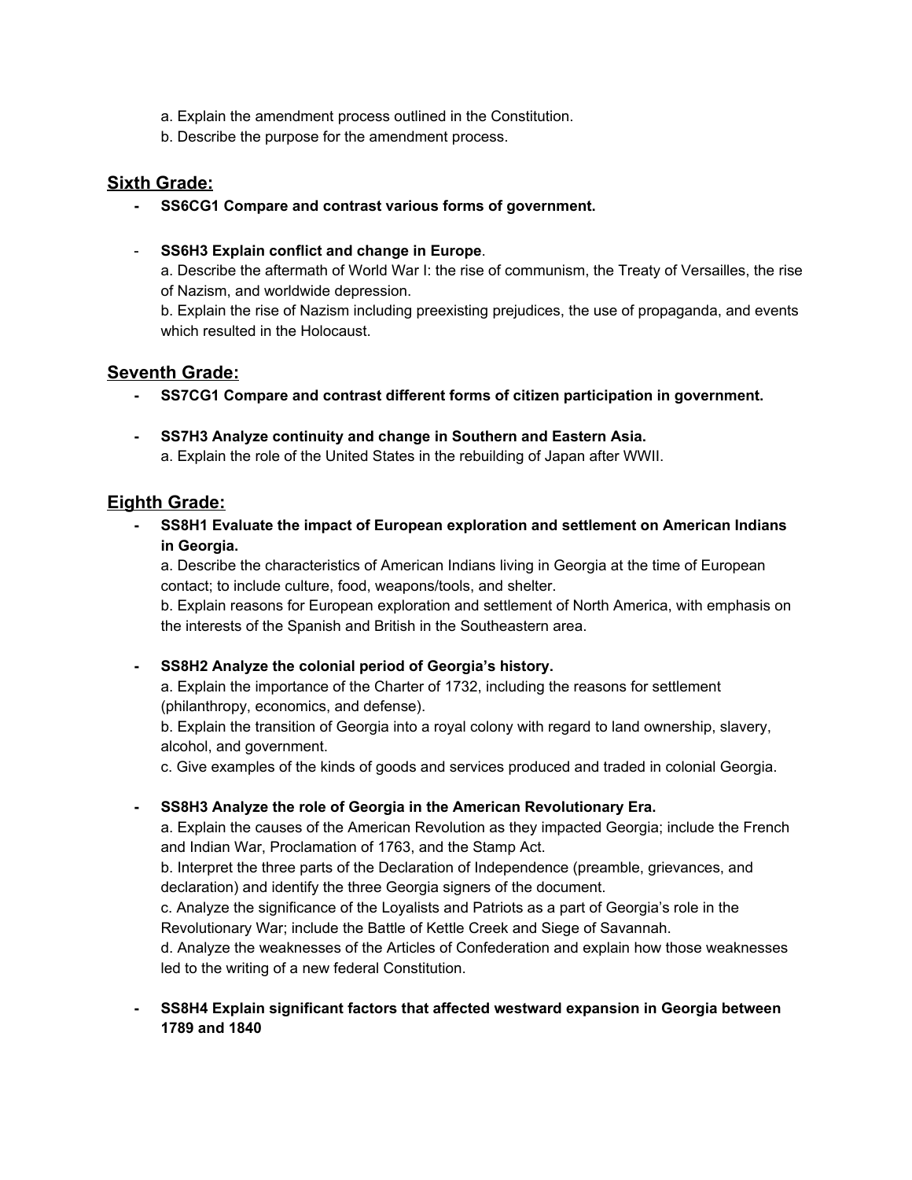a. Explain the amendment process outlined in the Constitution.
b. Describe the purpose for the amendment process.

## Sixth Grade:

- **SS6CG1 Compare and contrast various forms of government.**

- **SS6H3 Explain conflict and change in Europe**.
  a. Describe the aftermath of World War I: the rise of communism, the Treaty of Versailles, the rise of Nazism, and worldwide depression.
  b. Explain the rise of Nazism including preexisting prejudices, the use of propaganda, and events which resulted in the Holocaust.

## Seventh Grade:

- **SS7CG1 Compare and contrast different forms of citizen participation in government.**

- **SS7H3 Analyze continuity and change in Southern and Eastern Asia.**
  a. Explain the role of the United States in the rebuilding of Japan after WWII.

## Eighth Grade:

- **SS8H1 Evaluate the impact of European exploration and settlement on American Indians in Georgia.**
  a. Describe the characteristics of American Indians living in Georgia at the time of European contact; to include culture, food, weapons/tools, and shelter.
  b. Explain reasons for European exploration and settlement of North America, with emphasis on the interests of the Spanish and British in the Southeastern area.

- **SS8H2 Analyze the colonial period of Georgia's history.**
  a. Explain the importance of the Charter of 1732, including the reasons for settlement (philanthropy, economics, and defense).
  b. Explain the transition of Georgia into a royal colony with regard to land ownership, slavery, alcohol, and government.
  c. Give examples of the kinds of goods and services produced and traded in colonial Georgia.

- **SS8H3 Analyze the role of Georgia in the American Revolutionary Era.**
  a. Explain the causes of the American Revolution as they impacted Georgia; include the French and Indian War, Proclamation of 1763, and the Stamp Act.
  b. Interpret the three parts of the Declaration of Independence (preamble, grievances, and declaration) and identify the three Georgia signers of the document.
  c. Analyze the significance of the Loyalists and Patriots as a part of Georgia's role in the Revolutionary War; include the Battle of Kettle Creek and Siege of Savannah.
  d. Analyze the weaknesses of the Articles of Confederation and explain how those weaknesses led to the writing of a new federal Constitution.

- **SS8H4 Explain significant factors that affected westward expansion in Georgia between 1789 and 1840**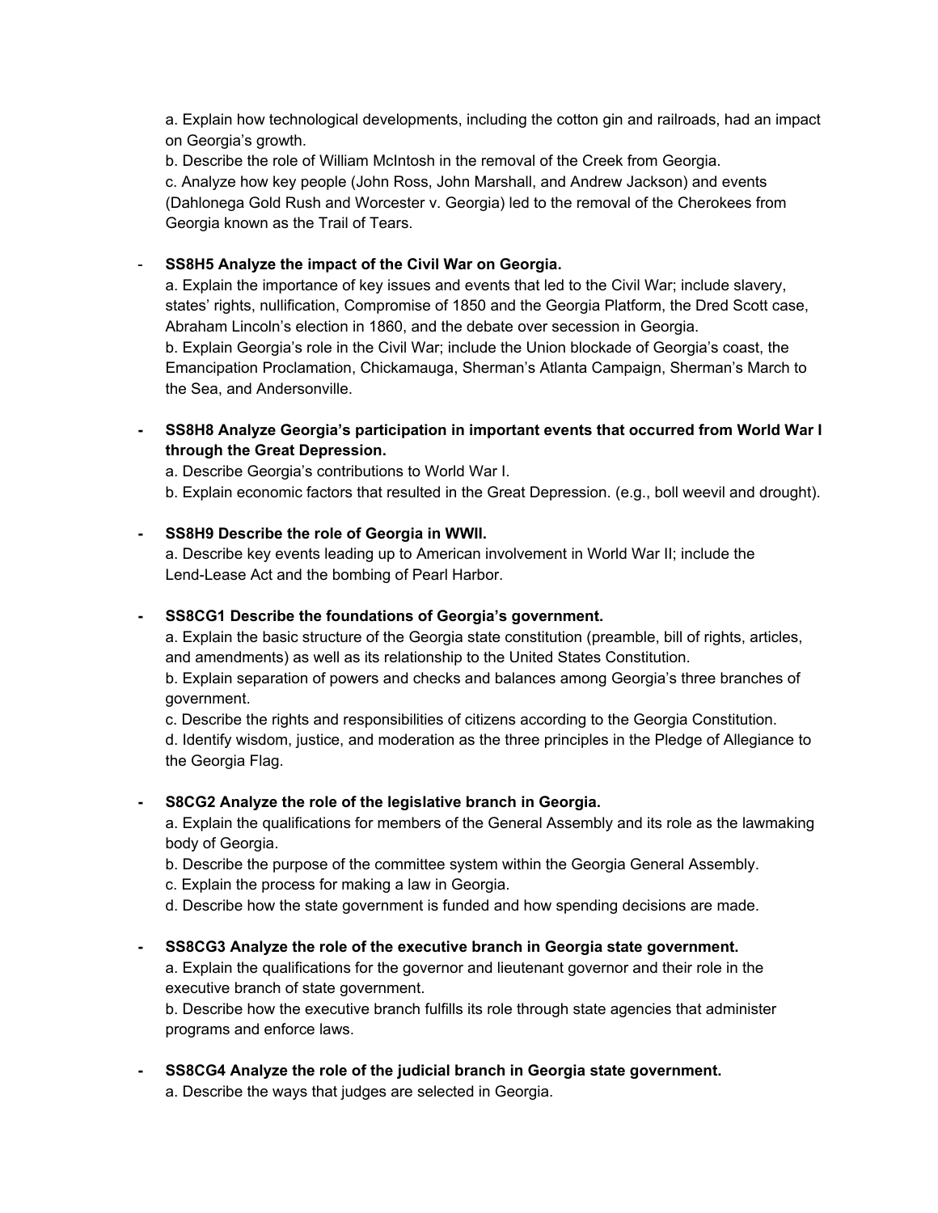a. Explain how technological developments, including the cotton gin and railroads, had an impact on Georgia's growth.
b. Describe the role of William McIntosh in the removal of the Creek from Georgia.
c. Analyze how key people (John Ross, John Marshall, and Andrew Jackson) and events (Dahlonega Gold Rush and Worcester v. Georgia) led to the removal of the Cherokees from Georgia known as the Trail of Tears.

- **SS8H5 Analyze the impact of the Civil War on Georgia.**
  a. Explain the importance of key issues and events that led to the Civil War; include slavery, states' rights, nullification, Compromise of 1850 and the Georgia Platform, the Dred Scott case, Abraham Lincoln's election in 1860, and the debate over secession in Georgia.
  b. Explain Georgia's role in the Civil War; include the Union blockade of Georgia's coast, the Emancipation Proclamation, Chickamauga, Sherman's Atlanta Campaign, Sherman's March to the Sea, and Andersonville.

- **SS8H8 Analyze Georgia's participation in important events that occurred from World War I through the Great Depression.**
  a. Describe Georgia's contributions to World War I.
  b. Explain economic factors that resulted in the Great Depression. (e.g., boll weevil and drought).

- **SS8H9 Describe the role of Georgia in WWII.**
  a. Describe key events leading up to American involvement in World War II; include the Lend-Lease Act and the bombing of Pearl Harbor.

- **SS8CG1 Describe the foundations of Georgia's government.**
  a. Explain the basic structure of the Georgia state constitution (preamble, bill of rights, articles, and amendments) as well as its relationship to the United States Constitution.
  b. Explain separation of powers and checks and balances among Georgia's three branches of government.
  c. Describe the rights and responsibilities of citizens according to the Georgia Constitution.
  d. Identify wisdom, justice, and moderation as the three principles in the Pledge of Allegiance to the Georgia Flag.

- **S8CG2 Analyze the role of the legislative branch in Georgia.**
  a. Explain the qualifications for members of the General Assembly and its role as the lawmaking body of Georgia.
  b. Describe the purpose of the committee system within the Georgia General Assembly.
  c. Explain the process for making a law in Georgia.
  d. Describe how the state government is funded and how spending decisions are made.

- **SS8CG3 Analyze the role of the executive branch in Georgia state government.**
  a. Explain the qualifications for the governor and lieutenant governor and their role in the executive branch of state government.
  b. Describe how the executive branch fulfills its role through state agencies that administer programs and enforce laws.

- **SS8CG4 Analyze the role of the judicial branch in Georgia state government.**
  a. Describe the ways that judges are selected in Georgia.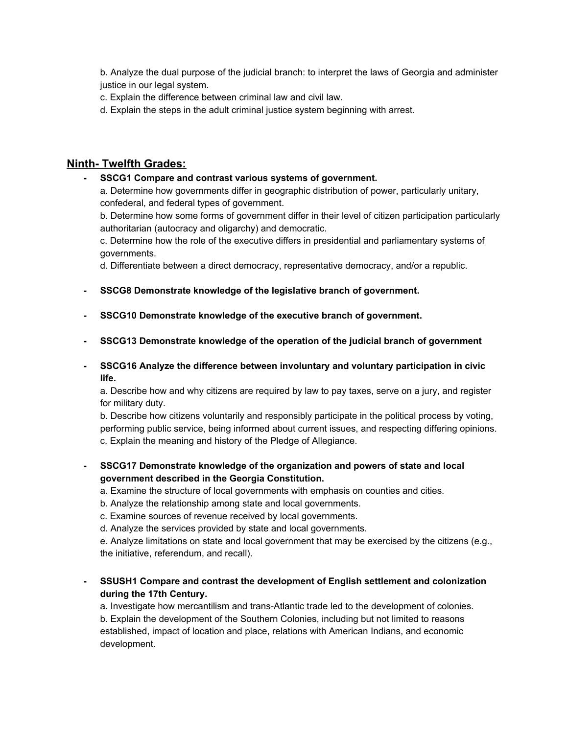b. Analyze the dual purpose of the judicial branch: to interpret the laws of Georgia and administer justice in our legal system.

c. Explain the difference between criminal law and civil law.

d. Explain the steps in the adult criminal justice system beginning with arrest.

## Ninth- Twelfth Grades:

- **SSCG1 Compare and contrast various systems of government.**
  a. Determine how governments differ in geographic distribution of power, particularly unitary, confederal, and federal types of government.
  b. Determine how some forms of government differ in their level of citizen participation particularly authoritarian (autocracy and oligarchy) and democratic.
  c. Determine how the role of the executive differs in presidential and parliamentary systems of governments.
  d. Differentiate between a direct democracy, representative democracy, and/or a republic.

- **SSCG8 Demonstrate knowledge of the legislative branch of government.**

- **SSCG10 Demonstrate knowledge of the executive branch of government.**

- **SSCG13 Demonstrate knowledge of the operation of the judicial branch of government**

- **SSCG16 Analyze the difference between involuntary and voluntary participation in civic life.**
  a. Describe how and why citizens are required by law to pay taxes, serve on a jury, and register for military duty.
  b. Describe how citizens voluntarily and responsibly participate in the political process by voting, performing public service, being informed about current issues, and respecting differing opinions.
  c. Explain the meaning and history of the Pledge of Allegiance.

- **SSCG17 Demonstrate knowledge of the organization and powers of state and local government described in the Georgia Constitution.**
  a. Examine the structure of local governments with emphasis on counties and cities.
  b. Analyze the relationship among state and local governments.
  c. Examine sources of revenue received by local governments.
  d. Analyze the services provided by state and local governments.
  e. Analyze limitations on state and local government that may be exercised by the citizens (e.g., the initiative, referendum, and recall).

- **SSUSH1 Compare and contrast the development of English settlement and colonization during the 17th Century.**
  a. Investigate how mercantilism and trans-Atlantic trade led to the development of colonies.
  b. Explain the development of the Southern Colonies, including but not limited to reasons established, impact of location and place, relations with American Indians, and economic development.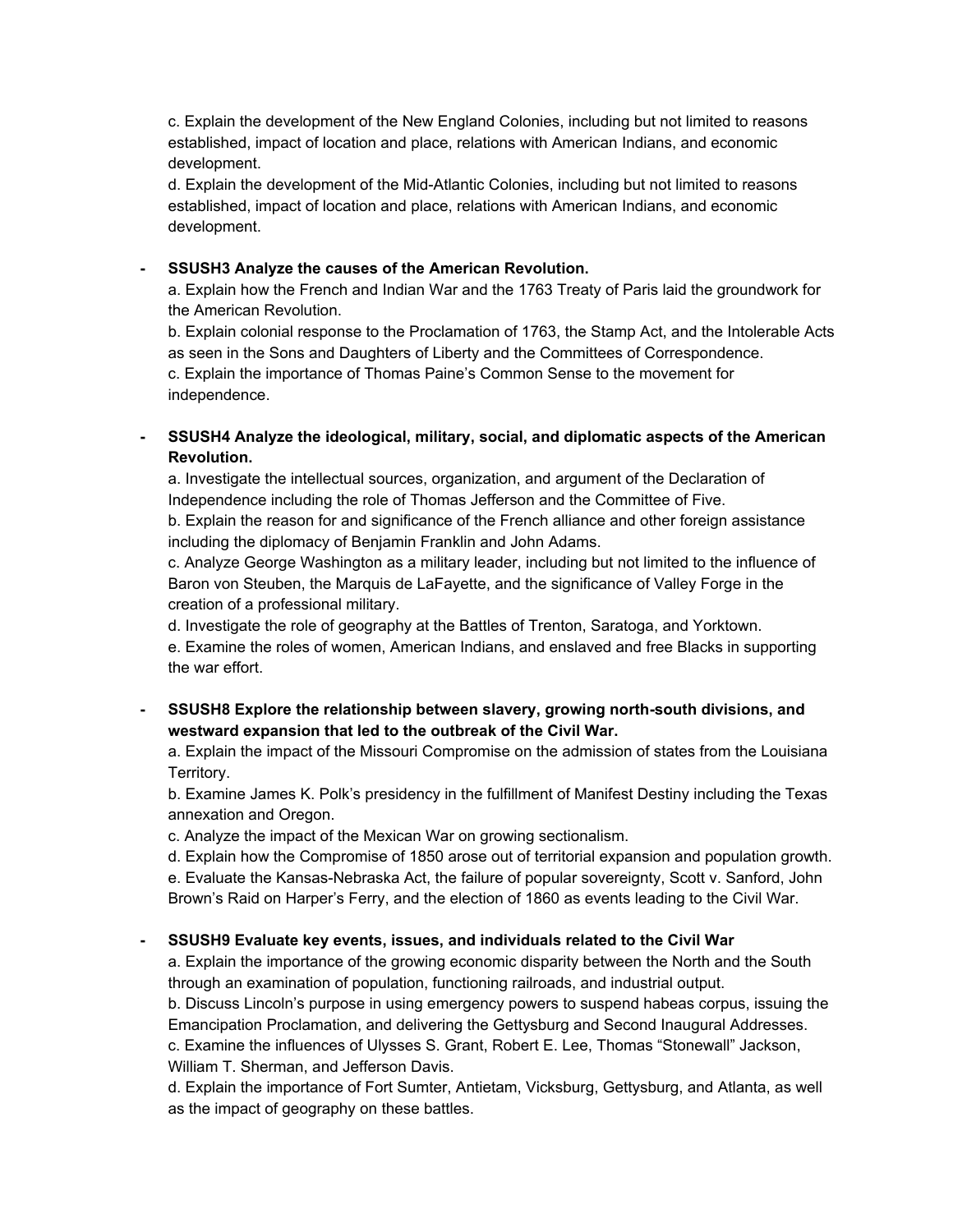c. Explain the development of the New England Colonies, including but not limited to reasons established, impact of location and place, relations with American Indians, and economic development.
d. Explain the development of the Mid-Atlantic Colonies, including but not limited to reasons established, impact of location and place, relations with American Indians, and economic development.

- **SSUSH3 Analyze the causes of the American Revolution.**
  a. Explain how the French and Indian War and the 1763 Treaty of Paris laid the groundwork for the American Revolution.
  b. Explain colonial response to the Proclamation of 1763, the Stamp Act, and the Intolerable Acts as seen in the Sons and Daughters of Liberty and the Committees of Correspondence.
  c. Explain the importance of Thomas Paine's Common Sense to the movement for independence.

- **SSUSH4 Analyze the ideological, military, social, and diplomatic aspects of the American Revolution.**
  a. Investigate the intellectual sources, organization, and argument of the Declaration of Independence including the role of Thomas Jefferson and the Committee of Five.
  b. Explain the reason for and significance of the French alliance and other foreign assistance including the diplomacy of Benjamin Franklin and John Adams.
  c. Analyze George Washington as a military leader, including but not limited to the influence of Baron von Steuben, the Marquis de LaFayette, and the significance of Valley Forge in the creation of a professional military.
  d. Investigate the role of geography at the Battles of Trenton, Saratoga, and Yorktown.
  e. Examine the roles of women, American Indians, and enslaved and free Blacks in supporting the war effort.

- **SSUSH8 Explore the relationship between slavery, growing north-south divisions, and westward expansion that led to the outbreak of the Civil War.**
  a. Explain the impact of the Missouri Compromise on the admission of states from the Louisiana Territory.
  b. Examine James K. Polk's presidency in the fulfillment of Manifest Destiny including the Texas annexation and Oregon.
  c. Analyze the impact of the Mexican War on growing sectionalism.
  d. Explain how the Compromise of 1850 arose out of territorial expansion and population growth.
  e. Evaluate the Kansas-Nebraska Act, the failure of popular sovereignty, Scott v. Sanford, John Brown's Raid on Harper's Ferry, and the election of 1860 as events leading to the Civil War.

- **SSUSH9 Evaluate key events, issues, and individuals related to the Civil War**
  a. Explain the importance of the growing economic disparity between the North and the South through an examination of population, functioning railroads, and industrial output.
  b. Discuss Lincoln's purpose in using emergency powers to suspend habeas corpus, issuing the Emancipation Proclamation, and delivering the Gettysburg and Second Inaugural Addresses.
  c. Examine the influences of Ulysses S. Grant, Robert E. Lee, Thomas "Stonewall" Jackson, William T. Sherman, and Jefferson Davis.
  d. Explain the importance of Fort Sumter, Antietam, Vicksburg, Gettysburg, and Atlanta, as well as the impact of geography on these battles.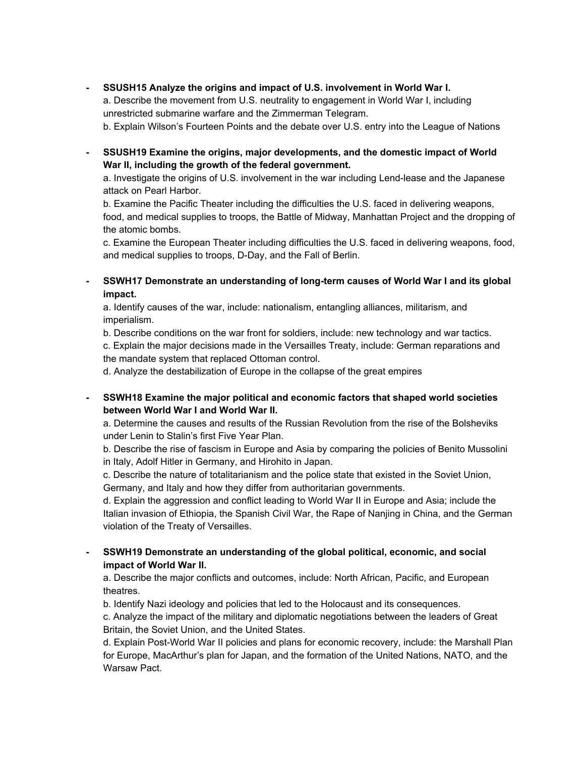- **SSUSH15 Analyze the origins and impact of U.S. involvement in World War I.**
  a. Describe the movement from U.S. neutrality to engagement in World War I, including unrestricted submarine warfare and the Zimmerman Telegram.
  b. Explain Wilson's Fourteen Points and the debate over U.S. entry into the League of Nations

- **SSUSH19 Examine the origins, major developments, and the domestic impact of World War II, including the growth of the federal government.**
  a. Investigate the origins of U.S. involvement in the war including Lend-lease and the Japanese attack on Pearl Harbor.
  b. Examine the Pacific Theater including the difficulties the U.S. faced in delivering weapons, food, and medical supplies to troops, the Battle of Midway, Manhattan Project and the dropping of the atomic bombs.
  c. Examine the European Theater including difficulties the U.S. faced in delivering weapons, food, and medical supplies to troops, D-Day, and the Fall of Berlin.

- **SSWH17 Demonstrate an understanding of long-term causes of World War I and its global impact.**
  a. Identify causes of the war, include: nationalism, entangling alliances, militarism, and imperialism.
  b. Describe conditions on the war front for soldiers, include: new technology and war tactics.
  c. Explain the major decisions made in the Versailles Treaty, include: German reparations and the mandate system that replaced Ottoman control.
  d. Analyze the destabilization of Europe in the collapse of the great empires

- **SSWH18 Examine the major political and economic factors that shaped world societies between World War I and World War II.**
  a. Determine the causes and results of the Russian Revolution from the rise of the Bolsheviks under Lenin to Stalin's first Five Year Plan.
  b. Describe the rise of fascism in Europe and Asia by comparing the policies of Benito Mussolini in Italy, Adolf Hitler in Germany, and Hirohito in Japan.
  c. Describe the nature of totalitarianism and the police state that existed in the Soviet Union, Germany, and Italy and how they differ from authoritarian governments.
  d. Explain the aggression and conflict leading to World War II in Europe and Asia; include the Italian invasion of Ethiopia, the Spanish Civil War, the Rape of Nanjing in China, and the German violation of the Treaty of Versailles.

- **SSWH19 Demonstrate an understanding of the global political, economic, and social impact of World War II.**
  a. Describe the major conflicts and outcomes, include: North African, Pacific, and European theatres.
  b. Identify Nazi ideology and policies that led to the Holocaust and its consequences.
  c. Analyze the impact of the military and diplomatic negotiations between the leaders of Great Britain, the Soviet Union, and the United States.
  d. Explain Post-World War II policies and plans for economic recovery, include: the Marshall Plan for Europe, MacArthur's plan for Japan, and the formation of the United Nations, NATO, and the Warsaw Pact.